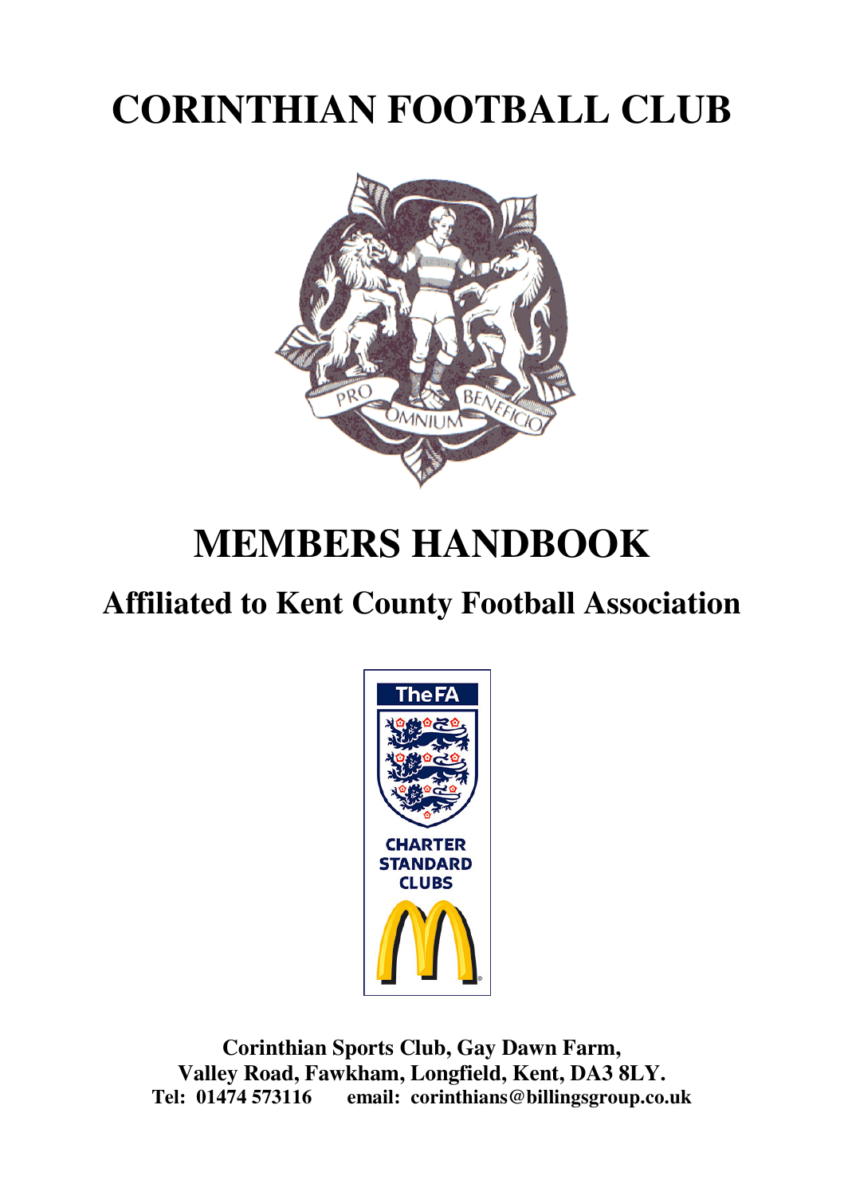# CORINTHIAN FOOTBALL CLUB

# MEMBERS HANDBOOK

## Affiliated to Kent County Football Association

**Corinthian Sports Club, Gay Dawn Farm,**
**Valley Road, Fawkham, Longfield, Kent, DA3 8LY.**
**Tel: 01474 573116 email: corinthians@billingsgroup.co.uk**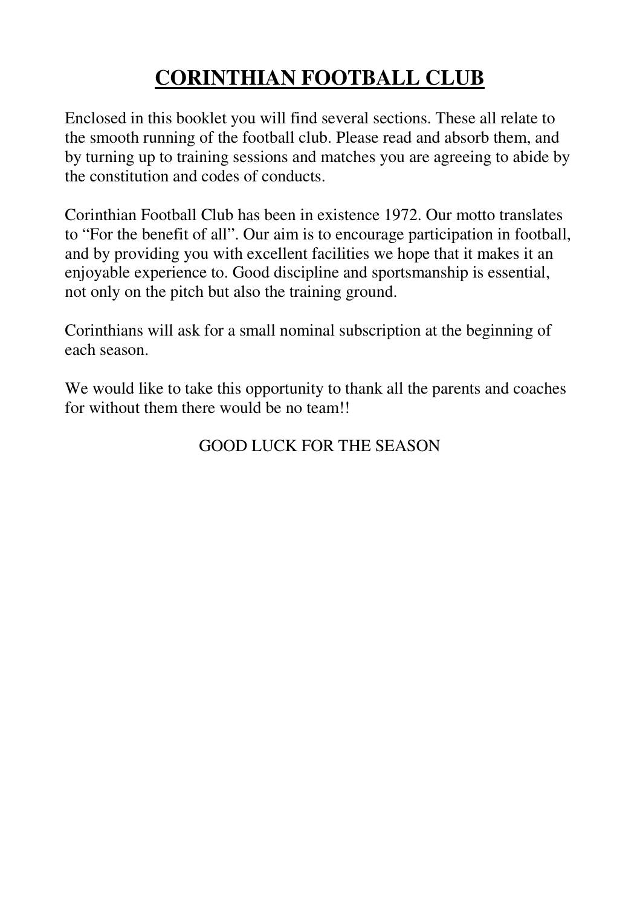# CORINTHIAN FOOTBALL CLUB

Enclosed in this booklet you will find several sections. These all relate to the smooth running of the football club. Please read and absorb them, and by turning up to training sessions and matches you are agreeing to abide by the constitution and codes of conducts.

Corinthian Football Club has been in existence 1972. Our motto translates to "For the benefit of all". Our aim is to encourage participation in football, and by providing you with excellent facilities we hope that it makes it an enjoyable experience to. Good discipline and sportsmanship is essential, not only on the pitch but also the training ground.

Corinthians will ask for a small nominal subscription at the beginning of each season.

We would like to take this opportunity to thank all the parents and coaches for without them there would be no team!!

GOOD LUCK FOR THE SEASON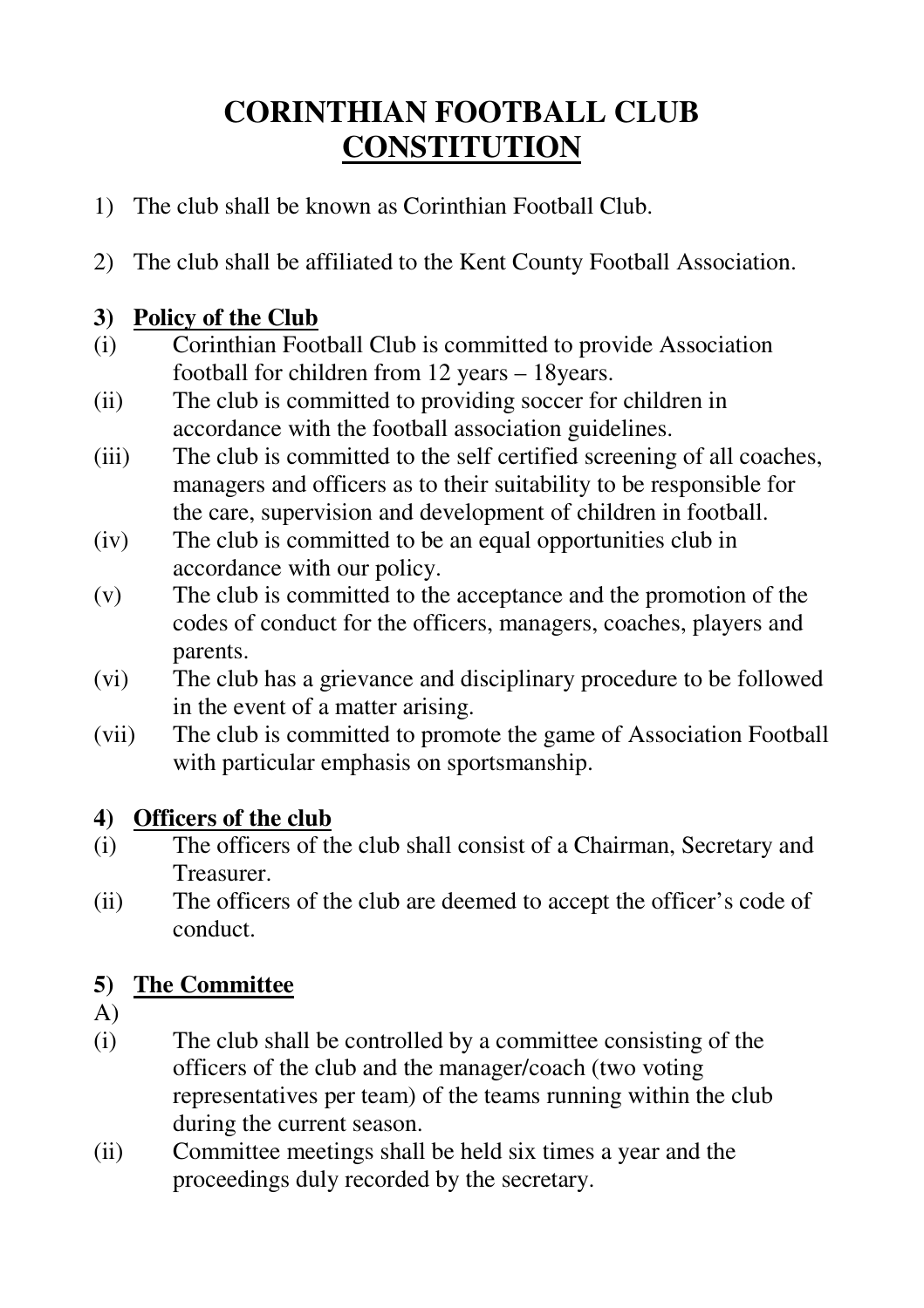# CORINTHIAN FOOTBALL CLUB
# CONSTITUTION

1) The club shall be known as Corinthian Football Club.

2) The club shall be affiliated to the Kent County Football Association.

**3) Policy of the Club**

(i) Corinthian Football Club is committed to provide Association football for children from 12 years – 18years.

(ii) The club is committed to providing soccer for children in accordance with the football association guidelines.

(iii) The club is committed to the self certified screening of all coaches, managers and officers as to their suitability to be responsible for the care, supervision and development of children in football.

(iv) The club is committed to be an equal opportunities club in accordance with our policy.

(v) The club is committed to the acceptance and the promotion of the codes of conduct for the officers, managers, coaches, players and parents.

(vi) The club has a grievance and disciplinary procedure to be followed in the event of a matter arising.

(vii) The club is committed to promote the game of Association Football with particular emphasis on sportsmanship.

**4) Officers of the club**

(i) The officers of the club shall consist of a Chairman, Secretary and Treasurer.

(ii) The officers of the club are deemed to accept the officer's code of conduct.

**5) The Committee**

A)

(i) The club shall be controlled by a committee consisting of the officers of the club and the manager/coach (two voting representatives per team) of the teams running within the club during the current season.

(ii) Committee meetings shall be held six times a year and the proceedings duly recorded by the secretary.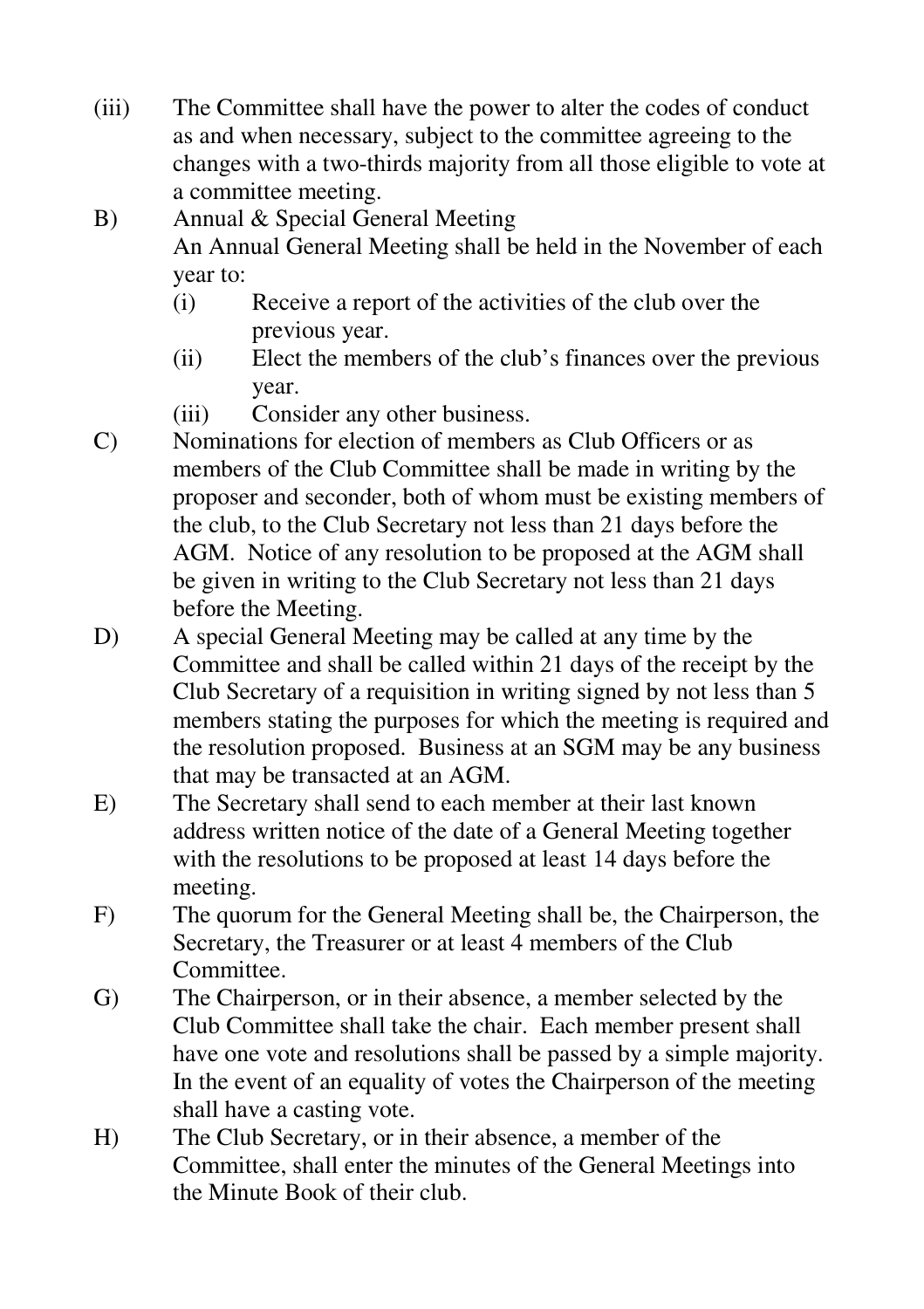(iii) The Committee shall have the power to alter the codes of conduct as and when necessary, subject to the committee agreeing to the changes with a two-thirds majority from all those eligible to vote at a committee meeting.

B) Annual & Special General Meeting

An Annual General Meeting shall be held in the November of each year to:

(i) Receive a report of the activities of the club over the previous year.

(ii) Elect the members of the club's finances over the previous year.

(iii) Consider any other business.

C) Nominations for election of members as Club Officers or as members of the Club Committee shall be made in writing by the proposer and seconder, both of whom must be existing members of the club, to the Club Secretary not less than 21 days before the AGM. Notice of any resolution to be proposed at the AGM shall be given in writing to the Club Secretary not less than 21 days before the Meeting.

D) A special General Meeting may be called at any time by the Committee and shall be called within 21 days of the receipt by the Club Secretary of a requisition in writing signed by not less than 5 members stating the purposes for which the meeting is required and the resolution proposed. Business at an SGM may be any business that may be transacted at an AGM.

E) The Secretary shall send to each member at their last known address written notice of the date of a General Meeting together with the resolutions to be proposed at least 14 days before the meeting.

F) The quorum for the General Meeting shall be, the Chairperson, the Secretary, the Treasurer or at least 4 members of the Club Committee.

G) The Chairperson, or in their absence, a member selected by the Club Committee shall take the chair. Each member present shall have one vote and resolutions shall be passed by a simple majority. In the event of an equality of votes the Chairperson of the meeting shall have a casting vote.

H) The Club Secretary, or in their absence, a member of the Committee, shall enter the minutes of the General Meetings into the Minute Book of their club.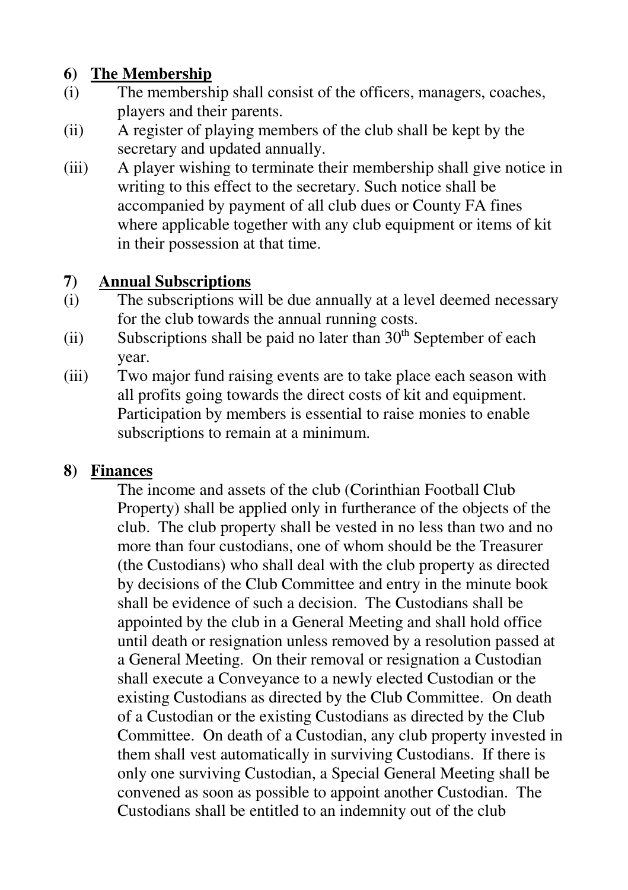## 6) The Membership

(i) The membership shall consist of the officers, managers, coaches, players and their parents.

(ii) A register of playing members of the club shall be kept by the secretary and updated annually.

(iii) A player wishing to terminate their membership shall give notice in writing to this effect to the secretary. Such notice shall be accompanied by payment of all club dues or County FA fines where applicable together with any club equipment or items of kit in their possession at that time.

## 7) Annual Subscriptions

(i) The subscriptions will be due annually at a level deemed necessary for the club towards the annual running costs.

(ii) Subscriptions shall be paid no later than 30th September of each year.

(iii) Two major fund raising events are to take place each season with all profits going towards the direct costs of kit and equipment. Participation by members is essential to raise monies to enable subscriptions to remain at a minimum.

## 8) Finances

The income and assets of the club (Corinthian Football Club Property) shall be applied only in furtherance of the objects of the club. The club property shall be vested in no less than two and no more than four custodians, one of whom should be the Treasurer (the Custodians) who shall deal with the club property as directed by decisions of the Club Committee and entry in the minute book shall be evidence of such a decision. The Custodians shall be appointed by the club in a General Meeting and shall hold office until death or resignation unless removed by a resolution passed at a General Meeting. On their removal or resignation a Custodian shall execute a Conveyance to a newly elected Custodian or the existing Custodians as directed by the Club Committee. On death of a Custodian or the existing Custodians as directed by the Club Committee. On death of a Custodian, any club property invested in them shall vest automatically in surviving Custodians. If there is only one surviving Custodian, a Special General Meeting shall be convened as soon as possible to appoint another Custodian. The Custodians shall be entitled to an indemnity out of the club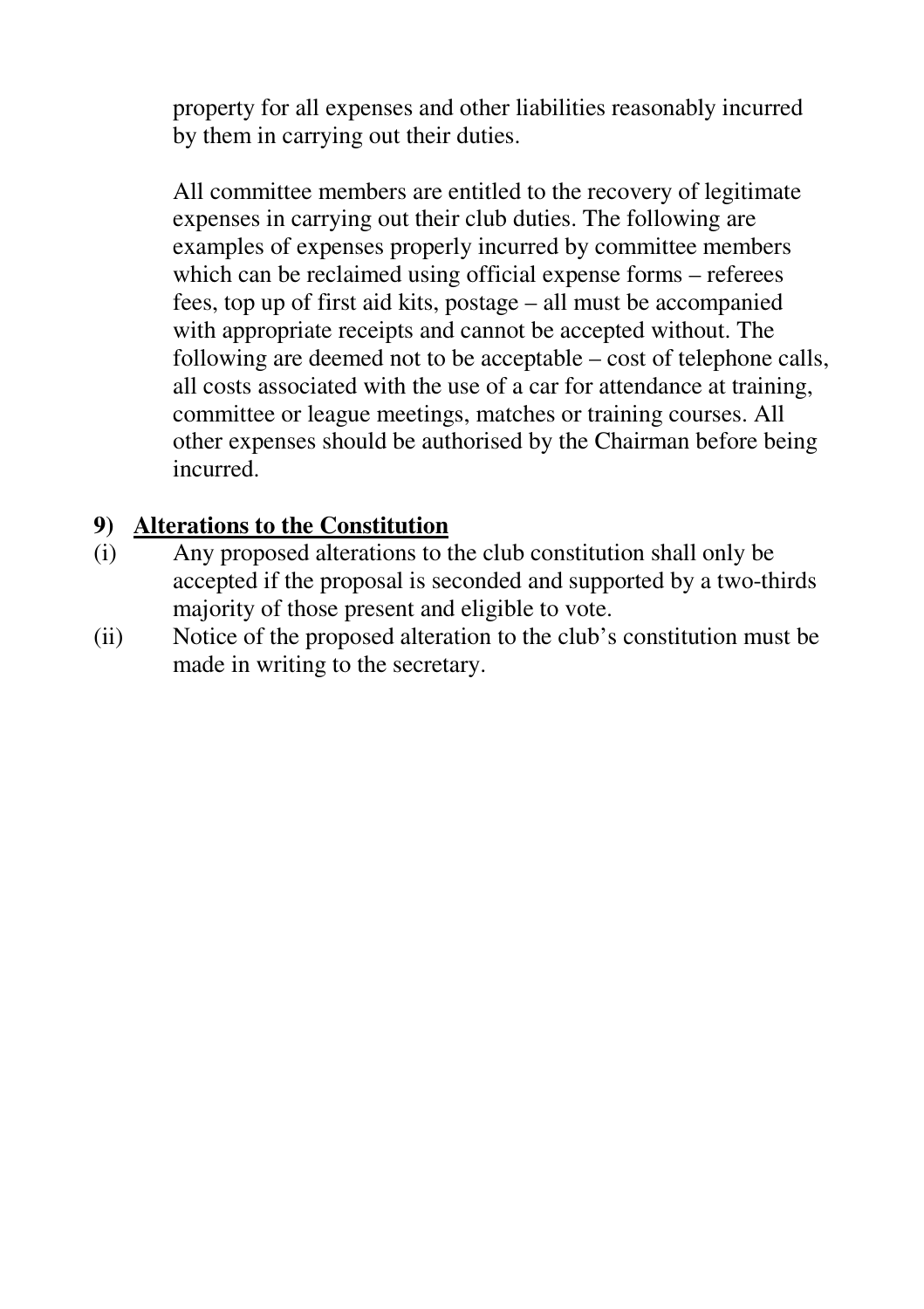property for all expenses and other liabilities reasonably incurred by them in carrying out their duties.

All committee members are entitled to the recovery of legitimate expenses in carrying out their club duties. The following are examples of expenses properly incurred by committee members which can be reclaimed using official expense forms – referees fees, top up of first aid kits, postage – all must be accompanied with appropriate receipts and cannot be accepted without. The following are deemed not to be acceptable – cost of telephone calls, all costs associated with the use of a car for attendance at training, committee or league meetings, matches or training courses. All other expenses should be authorised by the Chairman before being incurred.

## 9) Alterations to the Constitution

(i) Any proposed alterations to the club constitution shall only be accepted if the proposal is seconded and supported by a two-thirds majority of those present and eligible to vote.

(ii) Notice of the proposed alteration to the club's constitution must be made in writing to the secretary.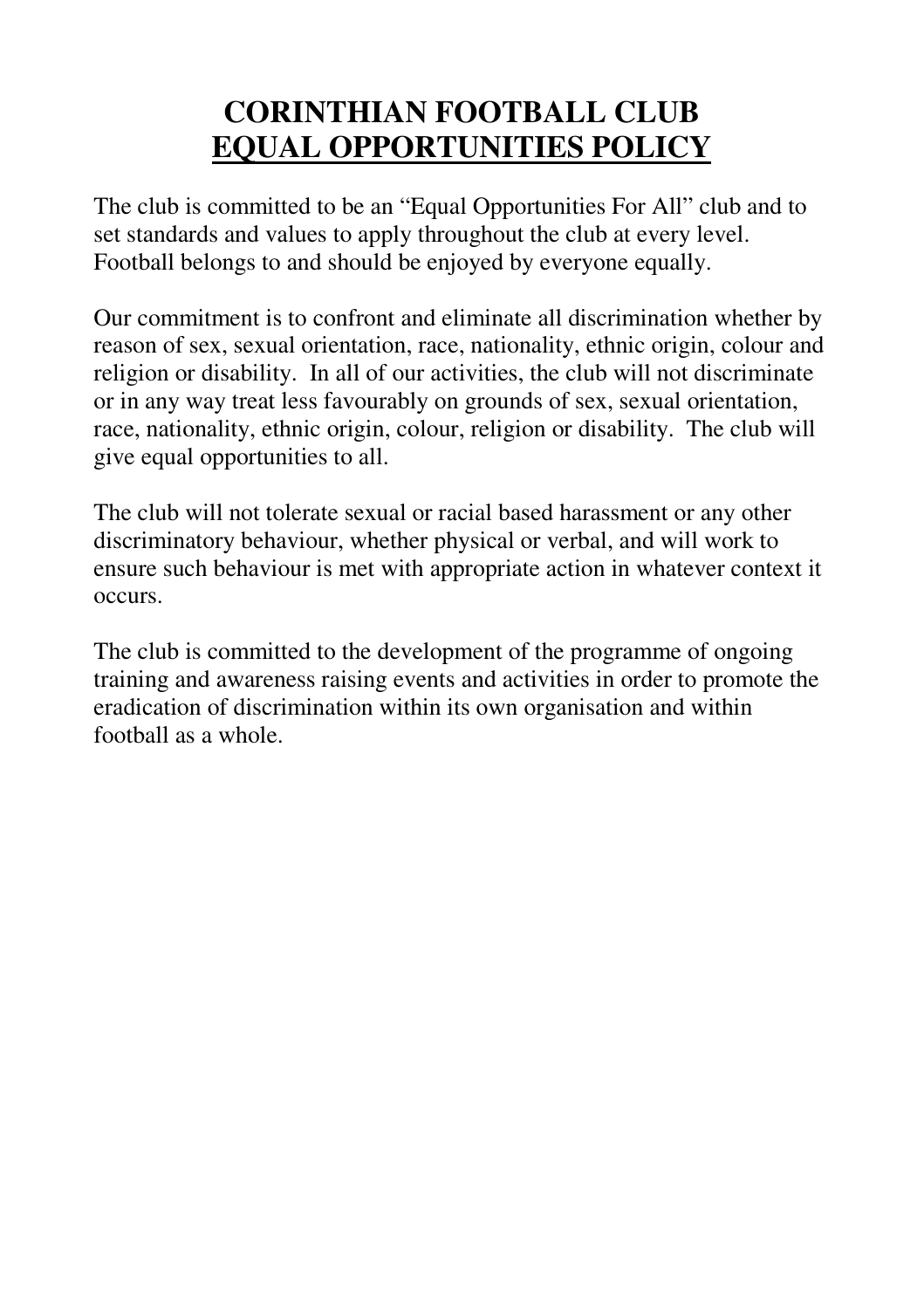# CORINTHIAN FOOTBALL CLUB
# EQUAL OPPORTUNITIES POLICY

The club is committed to be an "Equal Opportunities For All" club and to set standards and values to apply throughout the club at every level. Football belongs to and should be enjoyed by everyone equally.

Our commitment is to confront and eliminate all discrimination whether by reason of sex, sexual orientation, race, nationality, ethnic origin, colour and religion or disability. In all of our activities, the club will not discriminate or in any way treat less favourably on grounds of sex, sexual orientation, race, nationality, ethnic origin, colour, religion or disability. The club will give equal opportunities to all.

The club will not tolerate sexual or racial based harassment or any other discriminatory behaviour, whether physical or verbal, and will work to ensure such behaviour is met with appropriate action in whatever context it occurs.

The club is committed to the development of the programme of ongoing training and awareness raising events and activities in order to promote the eradication of discrimination within its own organisation and within football as a whole.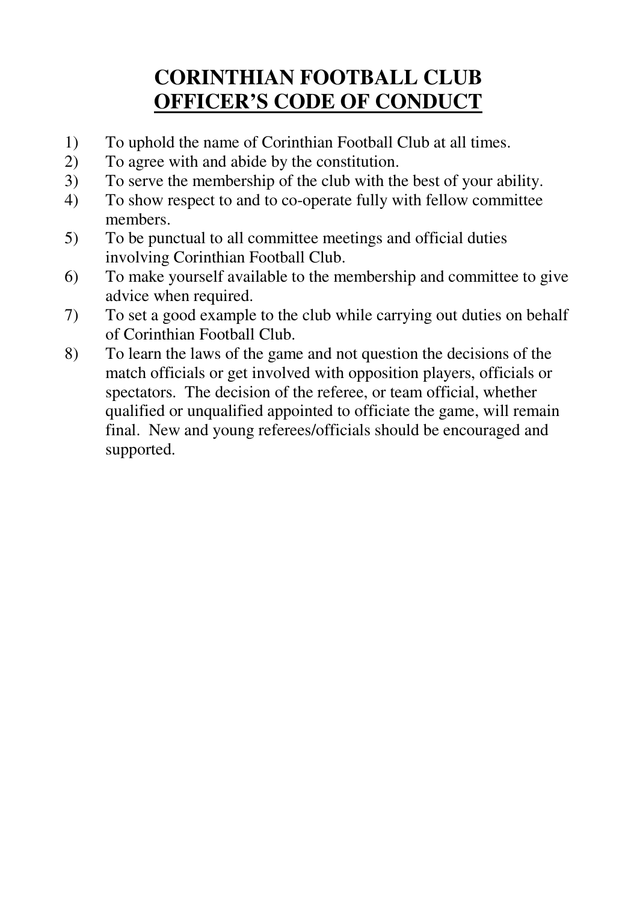# CORINTHIAN FOOTBALL CLUB

## OFFICER'S CODE OF CONDUCT

1) To uphold the name of Corinthian Football Club at all times.
2) To agree with and abide by the constitution.
3) To serve the membership of the club with the best of your ability.
4) To show respect to and to co-operate fully with fellow committee members.
5) To be punctual to all committee meetings and official duties involving Corinthian Football Club.
6) To make yourself available to the membership and committee to give advice when required.
7) To set a good example to the club while carrying out duties on behalf of Corinthian Football Club.
8) To learn the laws of the game and not question the decisions of the match officials or get involved with opposition players, officials or spectators. The decision of the referee, or team official, whether qualified or unqualified appointed to officiate the game, will remain final. New and young referees/officials should be encouraged and supported.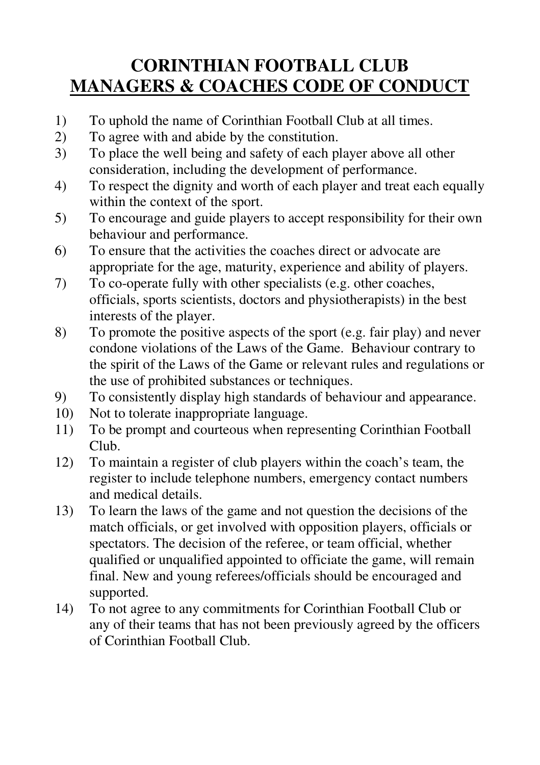# CORINTHIAN FOOTBALL CLUB
# <u>MANAGERS & COACHES CODE OF CONDUCT</u>

1) To uphold the name of Corinthian Football Club at all times.
2) To agree with and abide by the constitution.
3) To place the well being and safety of each player above all other consideration, including the development of performance.
4) To respect the dignity and worth of each player and treat each equally within the context of the sport.
5) To encourage and guide players to accept responsibility for their own behaviour and performance.
6) To ensure that the activities the coaches direct or advocate are appropriate for the age, maturity, experience and ability of players.
7) To co-operate fully with other specialists (e.g. other coaches, officials, sports scientists, doctors and physiotherapists) in the best interests of the player.
8) To promote the positive aspects of the sport (e.g. fair play) and never condone violations of the Laws of the Game. Behaviour contrary to the spirit of the Laws of the Game or relevant rules and regulations or the use of prohibited substances or techniques.
9) To consistently display high standards of behaviour and appearance.
10) Not to tolerate inappropriate language.
11) To be prompt and courteous when representing Corinthian Football Club.
12) To maintain a register of club players within the coach's team, the register to include telephone numbers, emergency contact numbers and medical details.
13) To learn the laws of the game and not question the decisions of the match officials, or get involved with opposition players, officials or spectators. The decision of the referee, or team official, whether qualified or unqualified appointed to officiate the game, will remain final. New and young referees/officials should be encouraged and supported.
14) To not agree to any commitments for Corinthian Football Club or any of their teams that has not been previously agreed by the officers of Corinthian Football Club.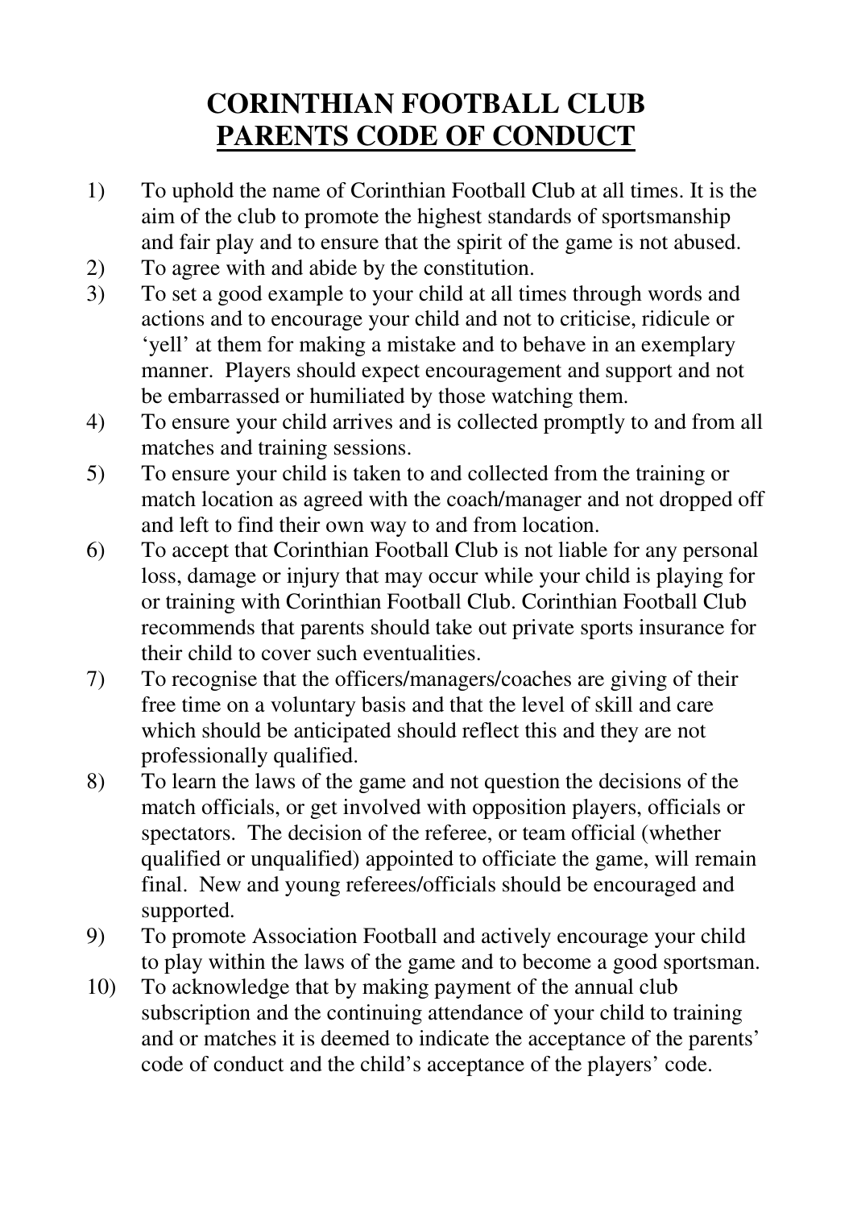# CORINTHIAN FOOTBALL CLUB
## PARENTS CODE OF CONDUCT

1) To uphold the name of Corinthian Football Club at all times. It is the aim of the club to promote the highest standards of sportsmanship and fair play and to ensure that the spirit of the game is not abused.
2) To agree with and abide by the constitution.
3) To set a good example to your child at all times through words and actions and to encourage your child and not to criticise, ridicule or 'yell' at them for making a mistake and to behave in an exemplary manner. Players should expect encouragement and support and not be embarrassed or humiliated by those watching them.
4) To ensure your child arrives and is collected promptly to and from all matches and training sessions.
5) To ensure your child is taken to and collected from the training or match location as agreed with the coach/manager and not dropped off and left to find their own way to and from location.
6) To accept that Corinthian Football Club is not liable for any personal loss, damage or injury that may occur while your child is playing for or training with Corinthian Football Club. Corinthian Football Club recommends that parents should take out private sports insurance for their child to cover such eventualities.
7) To recognise that the officers/managers/coaches are giving of their free time on a voluntary basis and that the level of skill and care which should be anticipated should reflect this and they are not professionally qualified.
8) To learn the laws of the game and not question the decisions of the match officials, or get involved with opposition players, officials or spectators. The decision of the referee, or team official (whether qualified or unqualified) appointed to officiate the game, will remain final. New and young referees/officials should be encouraged and supported.
9) To promote Association Football and actively encourage your child to play within the laws of the game and to become a good sportsman.
10) To acknowledge that by making payment of the annual club subscription and the continuing attendance of your child to training and or matches it is deemed to indicate the acceptance of the parents' code of conduct and the child's acceptance of the players' code.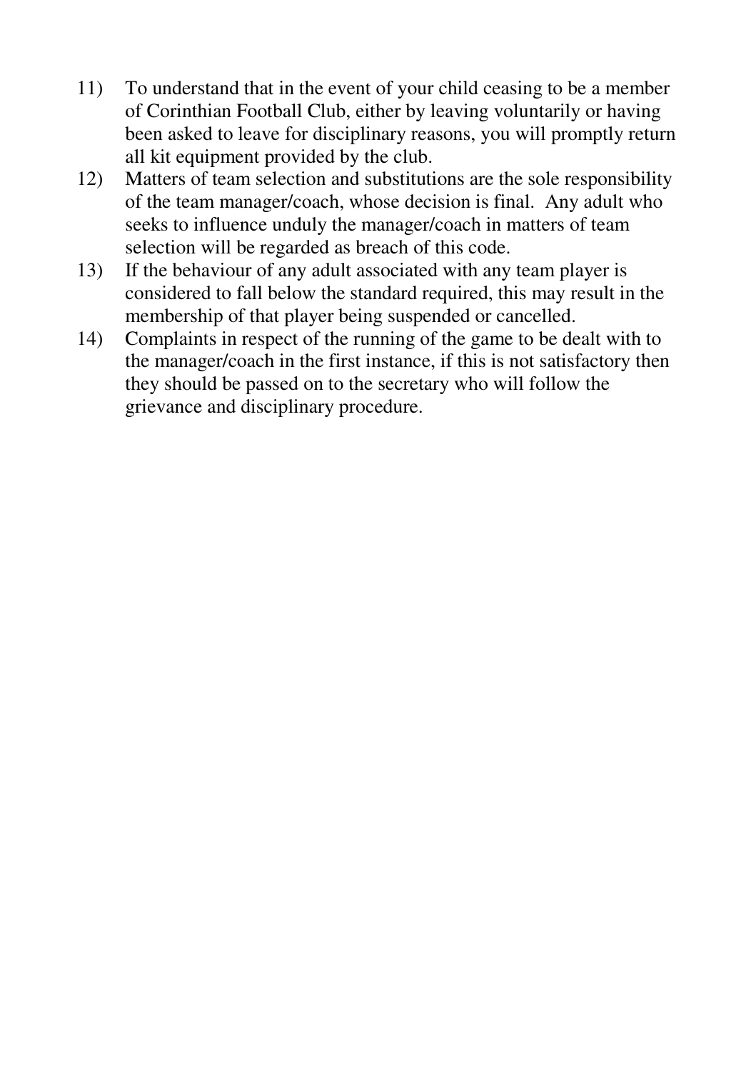11) To understand that in the event of your child ceasing to be a member of Corinthian Football Club, either by leaving voluntarily or having been asked to leave for disciplinary reasons, you will promptly return all kit equipment provided by the club.

12) Matters of team selection and substitutions are the sole responsibility of the team manager/coach, whose decision is final. Any adult who seeks to influence unduly the manager/coach in matters of team selection will be regarded as breach of this code.

13) If the behaviour of any adult associated with any team player is considered to fall below the standard required, this may result in the membership of that player being suspended or cancelled.

14) Complaints in respect of the running of the game to be dealt with to the manager/coach in the first instance, if this is not satisfactory then they should be passed on to the secretary who will follow the grievance and disciplinary procedure.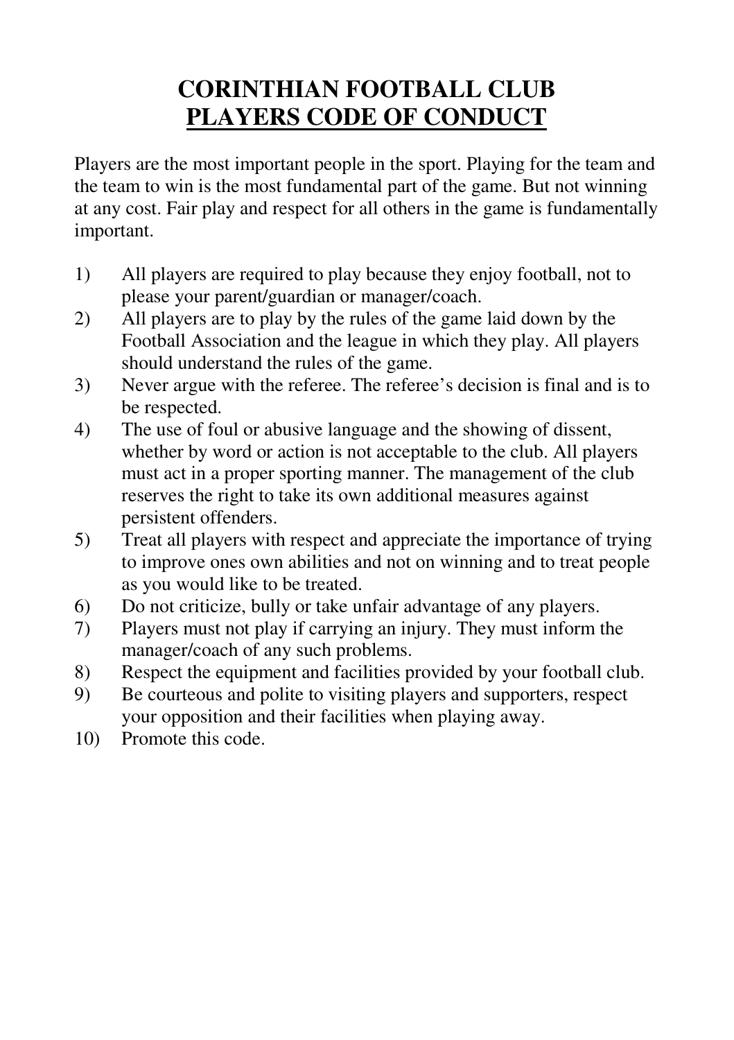# CORINTHIAN FOOTBALL CLUB
## <u>PLAYERS CODE OF CONDUCT</u>

Players are the most important people in the sport. Playing for the team and the team to win is the most fundamental part of the game. But not winning at any cost. Fair play and respect for all others in the game is fundamentally important.

1) All players are required to play because they enjoy football, not to please your parent/guardian or manager/coach.
2) All players are to play by the rules of the game laid down by the Football Association and the league in which they play. All players should understand the rules of the game.
3) Never argue with the referee. The referee's decision is final and is to be respected.
4) The use of foul or abusive language and the showing of dissent, whether by word or action is not acceptable to the club. All players must act in a proper sporting manner. The management of the club reserves the right to take its own additional measures against persistent offenders.
5) Treat all players with respect and appreciate the importance of trying to improve ones own abilities and not on winning and to treat people as you would like to be treated.
6) Do not criticize, bully or take unfair advantage of any players.
7) Players must not play if carrying an injury. They must inform the manager/coach of any such problems.
8) Respect the equipment and facilities provided by your football club.
9) Be courteous and polite to visiting players and supporters, respect your opposition and their facilities when playing away.
10) Promote this code.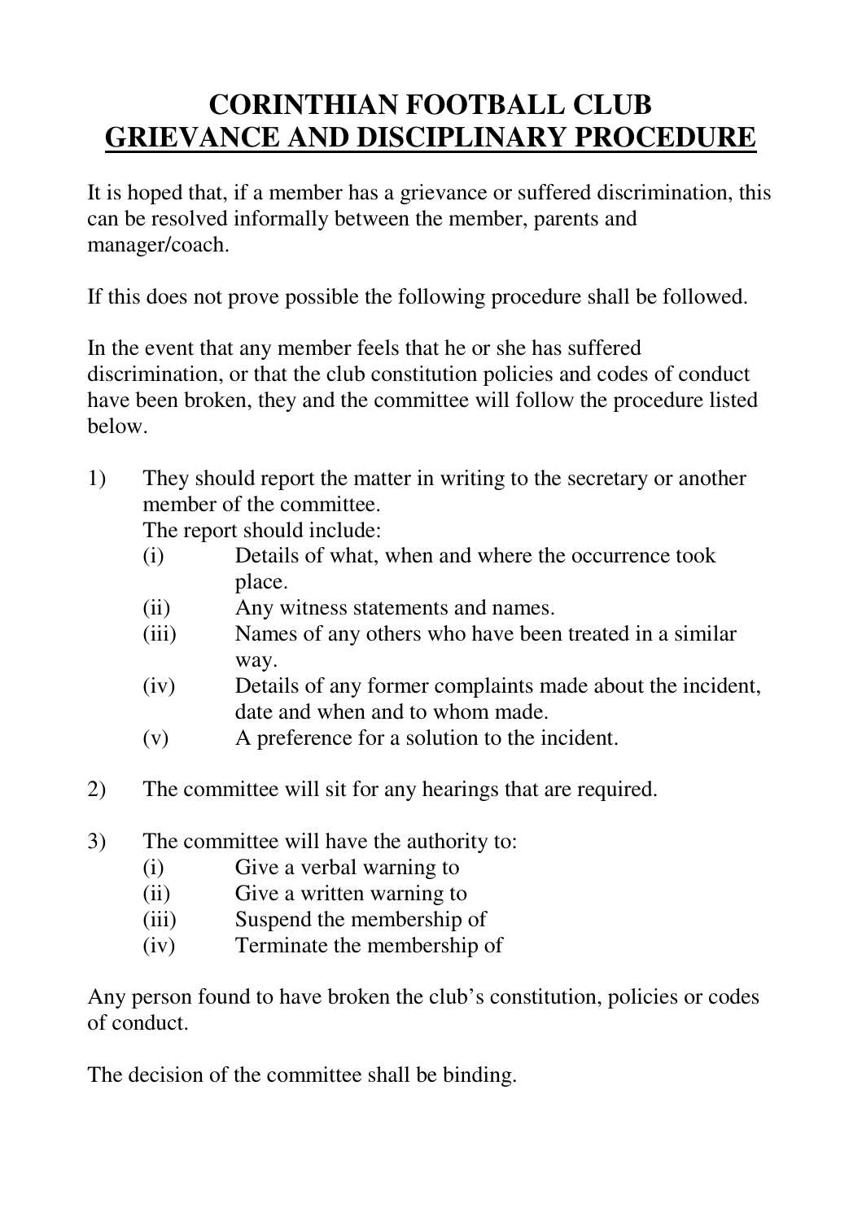# CORINTHIAN FOOTBALL CLUB
# GRIEVANCE AND DISCIPLINARY PROCEDURE

It is hoped that, if a member has a grievance or suffered discrimination, this can be resolved informally between the member, parents and manager/coach.

If this does not prove possible the following procedure shall be followed.

In the event that any member feels that he or she has suffered discrimination, or that the club constitution policies and codes of conduct have been broken, they and the committee will follow the procedure listed below.

1) They should report the matter in writing to the secretary or another member of the committee.
   The report should include:
   (i) Details of what, when and where the occurrence took place.
   (ii) Any witness statements and names.
   (iii) Names of any others who have been treated in a similar way.
   (iv) Details of any former complaints made about the incident, date and when and to whom made.
   (v) A preference for a solution to the incident.

2) The committee will sit for any hearings that are required.

3) The committee will have the authority to:
   (i) Give a verbal warning to
   (ii) Give a written warning to
   (iii) Suspend the membership of
   (iv) Terminate the membership of

Any person found to have broken the club's constitution, policies or codes of conduct.

The decision of the committee shall be binding.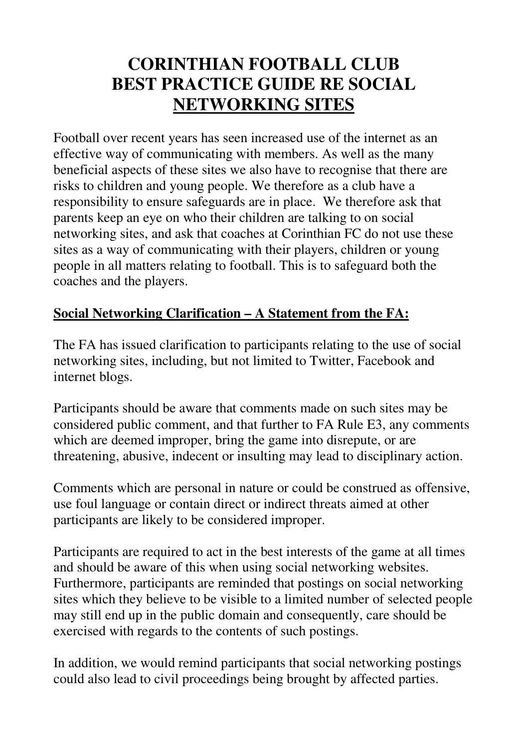# CORINTHIAN FOOTBALL CLUB BEST PRACTICE GUIDE RE SOCIAL NETWORKING SITES

Football over recent years has seen increased use of the internet as an effective way of communicating with members. As well as the many beneficial aspects of these sites we also have to recognise that there are risks to children and young people. We therefore as a club have a responsibility to ensure safeguards are in place. We therefore ask that parents keep an eye on who their children are talking to on social networking sites, and ask that coaches at Corinthian FC do not use these sites as a way of communicating with their players, children or young people in all matters relating to football. This is to safeguard both the coaches and the players.

## Social Networking Clarification – A Statement from the FA:

The FA has issued clarification to participants relating to the use of social networking sites, including, but not limited to Twitter, Facebook and internet blogs.

Participants should be aware that comments made on such sites may be considered public comment, and that further to FA Rule E3, any comments which are deemed improper, bring the game into disrepute, or are threatening, abusive, indecent or insulting may lead to disciplinary action.

Comments which are personal in nature or could be construed as offensive, use foul language or contain direct or indirect threats aimed at other participants are likely to be considered improper.

Participants are required to act in the best interests of the game at all times and should be aware of this when using social networking websites. Furthermore, participants are reminded that postings on social networking sites which they believe to be visible to a limited number of selected people may still end up in the public domain and consequently, care should be exercised with regards to the contents of such postings.

In addition, we would remind participants that social networking postings could also lead to civil proceedings being brought by affected parties.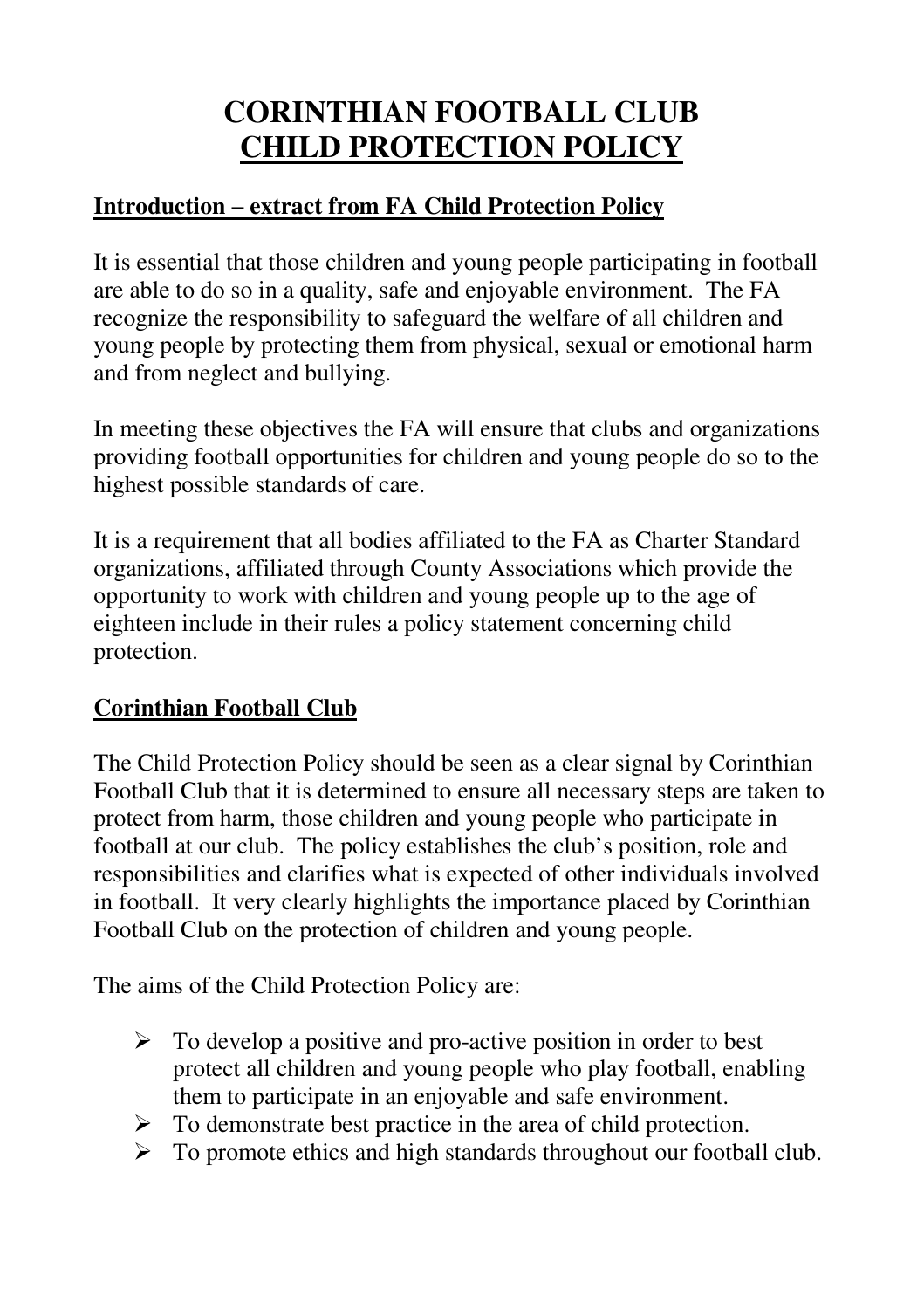# CORINTHIAN FOOTBALL CLUB
# CHILD PROTECTION POLICY

## Introduction – extract from FA Child Protection Policy

It is essential that those children and young people participating in football are able to do so in a quality, safe and enjoyable environment. The FA recognize the responsibility to safeguard the welfare of all children and young people by protecting them from physical, sexual or emotional harm and from neglect and bullying.

In meeting these objectives the FA will ensure that clubs and organizations providing football opportunities for children and young people do so to the highest possible standards of care.

It is a requirement that all bodies affiliated to the FA as Charter Standard organizations, affiliated through County Associations which provide the opportunity to work with children and young people up to the age of eighteen include in their rules a policy statement concerning child protection.

## Corinthian Football Club

The Child Protection Policy should be seen as a clear signal by Corinthian Football Club that it is determined to ensure all necessary steps are taken to protect from harm, those children and young people who participate in football at our club. The policy establishes the club's position, role and responsibilities and clarifies what is expected of other individuals involved in football. It very clearly highlights the importance placed by Corinthian Football Club on the protection of children and young people.

The aims of the Child Protection Policy are:

- To develop a positive and pro-active position in order to best protect all children and young people who play football, enabling them to participate in an enjoyable and safe environment.
- To demonstrate best practice in the area of child protection.
- To promote ethics and high standards throughout our football club.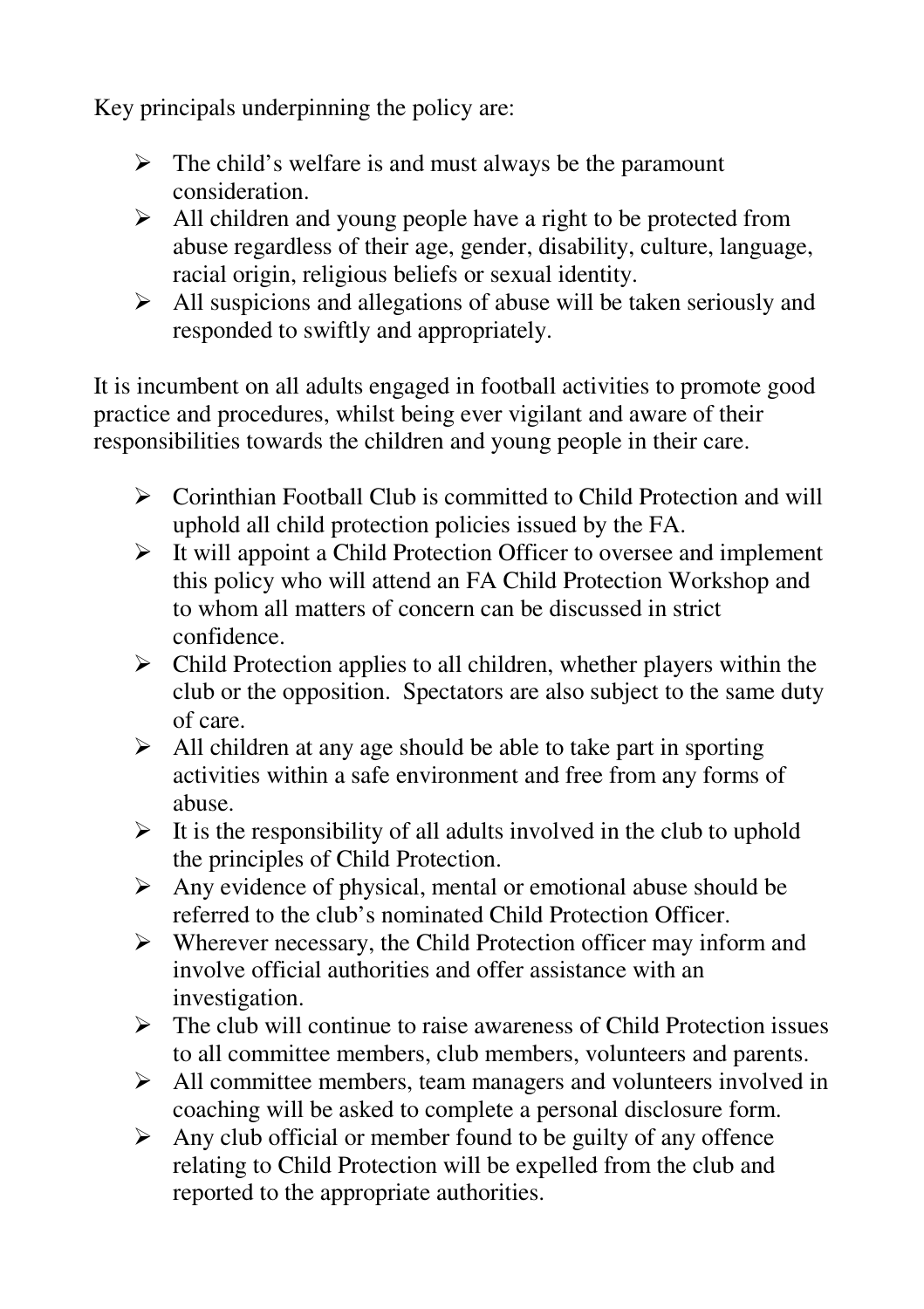Key principals underpinning the policy are:

- The child's welfare is and must always be the paramount consideration.
- All children and young people have a right to be protected from abuse regardless of their age, gender, disability, culture, language, racial origin, religious beliefs or sexual identity.
- All suspicions and allegations of abuse will be taken seriously and responded to swiftly and appropriately.

It is incumbent on all adults engaged in football activities to promote good practice and procedures, whilst being ever vigilant and aware of their responsibilities towards the children and young people in their care.

- Corinthian Football Club is committed to Child Protection and will uphold all child protection policies issued by the FA.
- It will appoint a Child Protection Officer to oversee and implement this policy who will attend an FA Child Protection Workshop and to whom all matters of concern can be discussed in strict confidence.
- Child Protection applies to all children, whether players within the club or the opposition. Spectators are also subject to the same duty of care.
- All children at any age should be able to take part in sporting activities within a safe environment and free from any forms of abuse.
- It is the responsibility of all adults involved in the club to uphold the principles of Child Protection.
- Any evidence of physical, mental or emotional abuse should be referred to the club's nominated Child Protection Officer.
- Wherever necessary, the Child Protection officer may inform and involve official authorities and offer assistance with an investigation.
- The club will continue to raise awareness of Child Protection issues to all committee members, club members, volunteers and parents.
- All committee members, team managers and volunteers involved in coaching will be asked to complete a personal disclosure form.
- Any club official or member found to be guilty of any offence relating to Child Protection will be expelled from the club and reported to the appropriate authorities.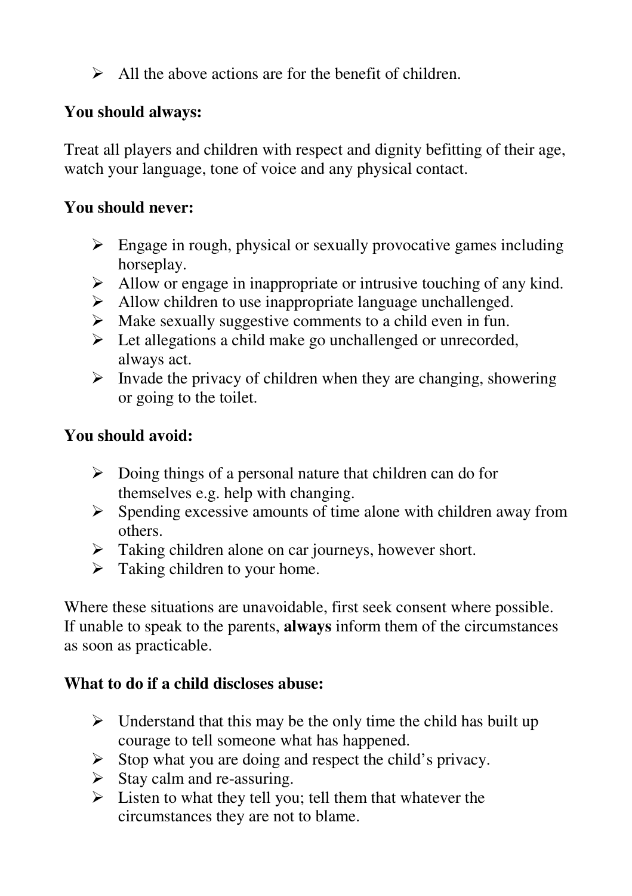- All the above actions are for the benefit of children.

**You should always:**

Treat all players and children with respect and dignity befitting of their age, watch your language, tone of voice and any physical contact.

**You should never:**

- Engage in rough, physical or sexually provocative games including horseplay.
- Allow or engage in inappropriate or intrusive touching of any kind.
- Allow children to use inappropriate language unchallenged.
- Make sexually suggestive comments to a child even in fun.
- Let allegations a child make go unchallenged or unrecorded, always act.
- Invade the privacy of children when they are changing, showering or going to the toilet.

**You should avoid:**

- Doing things of a personal nature that children can do for themselves e.g. help with changing.
- Spending excessive amounts of time alone with children away from others.
- Taking children alone on car journeys, however short.
- Taking children to your home.

Where these situations are unavoidable, first seek consent where possible. If unable to speak to the parents, **always** inform them of the circumstances as soon as practicable.

**What to do if a child discloses abuse:**

- Understand that this may be the only time the child has built up courage to tell someone what has happened.
- Stop what you are doing and respect the child's privacy.
- Stay calm and re-assuring.
- Listen to what they tell you; tell them that whatever the circumstances they are not to blame.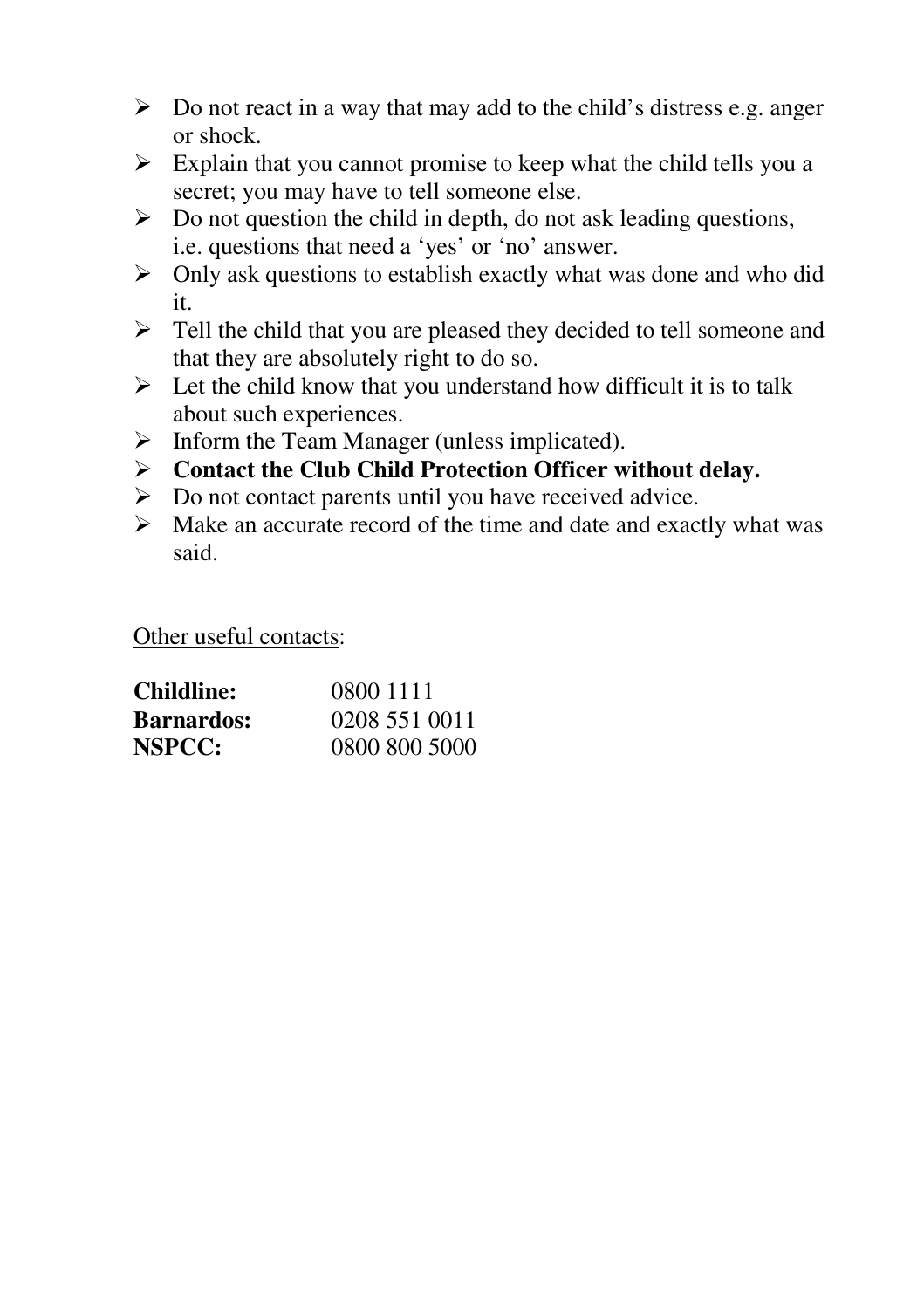- Do not react in a way that may add to the child's distress e.g. anger or shock.
- Explain that you cannot promise to keep what the child tells you a secret; you may have to tell someone else.
- Do not question the child in depth, do not ask leading questions, i.e. questions that need a 'yes' or 'no' answer.
- Only ask questions to establish exactly what was done and who did it.
- Tell the child that you are pleased they decided to tell someone and that they are absolutely right to do so.
- Let the child know that you understand how difficult it is to talk about such experiences.
- Inform the Team Manager (unless implicated).
- **Contact the Club Child Protection Officer without delay.**
- Do not contact parents until you have received advice.
- Make an accurate record of the time and date and exactly what was said.

Other useful contacts:

| | |
|---|---|
| **Childline:** | 0800 1111 |
| **Barnardos:** | 0208 551 0011 |
| **NSPCC:** | 0800 800 5000 |